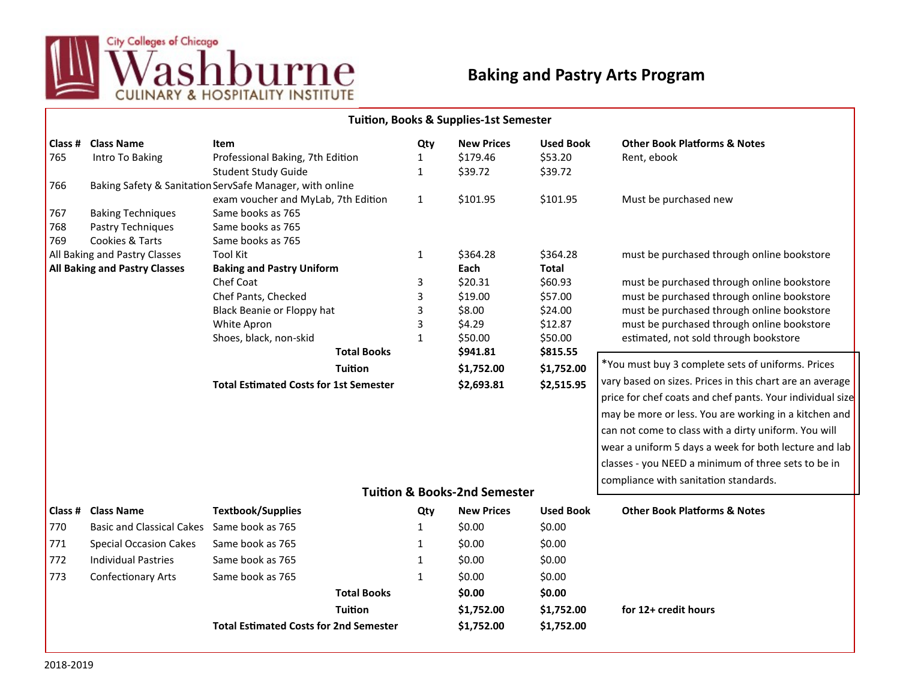City Colleges of Chicago
Washburne
CULINARY & HOSPITALITY INSTITUTE

# Baking and Pastry Arts Program

## Tuition, Books & Supplies-1st Semester

| Class # | Class Name | Item | Qty | New Prices | Used Book | Other Book Platforms & Notes |
|---|---|---|---|---|---|---|
| 765 | Intro To Baking | Professional Baking, 7th Edition | 1 | $179.46 | $53.20 | Rent, ebook |
| | | Student Study Guide | 1 | $39.72 | $39.72 | |
| 766 | Baking Safety & Sanitation | ServSafe Manager, with online exam voucher and MyLab, 7th Edition | 1 | $101.95 | $101.95 | Must be purchased new |
| 767 | Baking Techniques | Same books as 765 | | | | |
| 768 | Pastry Techniques | Same books as 765 | | | | |
| 769 | Cookies & Tarts | Same books as 765 | | | | |
| All Baking and Pastry Classes | | Tool Kit | 1 | $364.28 | $364.28 | must be purchased through online bookstore |
| **All Baking and Pastry Classes** | | **Baking and Pastry Uniform** | | **Each** | **Total** | |
| | | Chef Coat | 3 | $20.31 | $60.93 | must be purchased through online bookstore |
| | | Chef Pants, Checked | 3 | $19.00 | $57.00 | must be purchased through online bookstore |
| | | Black Beanie or Floppy hat | 3 | $8.00 | $24.00 | must be purchased through online bookstore |
| | | White Apron | 3 | $4.29 | $12.87 | must be purchased through online bookstore |
| | | Shoes, black, non-skid | 1 | $50.00 | $50.00 | estimated, not sold through bookstore |
| | | **Total Books** | | **$941.81** | **$815.55** | |
| | | **Tuition** | | **$1,752.00** | **$1,752.00** | |
| | | **Total Estimated Costs for 1st Semester** | | **$2,693.81** | **$2,515.95** | |

*You must buy 3 complete sets of uniforms. Prices vary based on sizes. Prices in this chart are an average price for chef coats and chef pants. Your individual size may be more or less. You are working in a kitchen and can not come to class with a dirty uniform. You will wear a uniform 5 days a week for both lecture and lab classes - you NEED a minimum of three sets to be in compliance with sanitation standards.

## Tuition & Books-2nd Semester

| Class # | Class Name | Textbook/Supplies | Qty | New Prices | Used Book | Other Book Platforms & Notes |
|---|---|---|---|---|---|---|
| 770 | Basic and Classical Cakes | Same book as 765 | 1 | $0.00 | $0.00 | |
| 771 | Special Occasion Cakes | Same book as 765 | 1 | $0.00 | $0.00 | |
| 772 | Individual Pastries | Same book as 765 | 1 | $0.00 | $0.00 | |
| 773 | Confectionary Arts | Same book as 765 | 1 | $0.00 | $0.00 | |
| | | **Total Books** | | **$0.00** | **$0.00** | |
| | | **Tuition** | | **$1,752.00** | **$1,752.00** | **for 12+ credit hours** |
| | | **Total Estimated Costs for 2nd Semester** | | **$1,752.00** | **$1,752.00** | |

2018-2019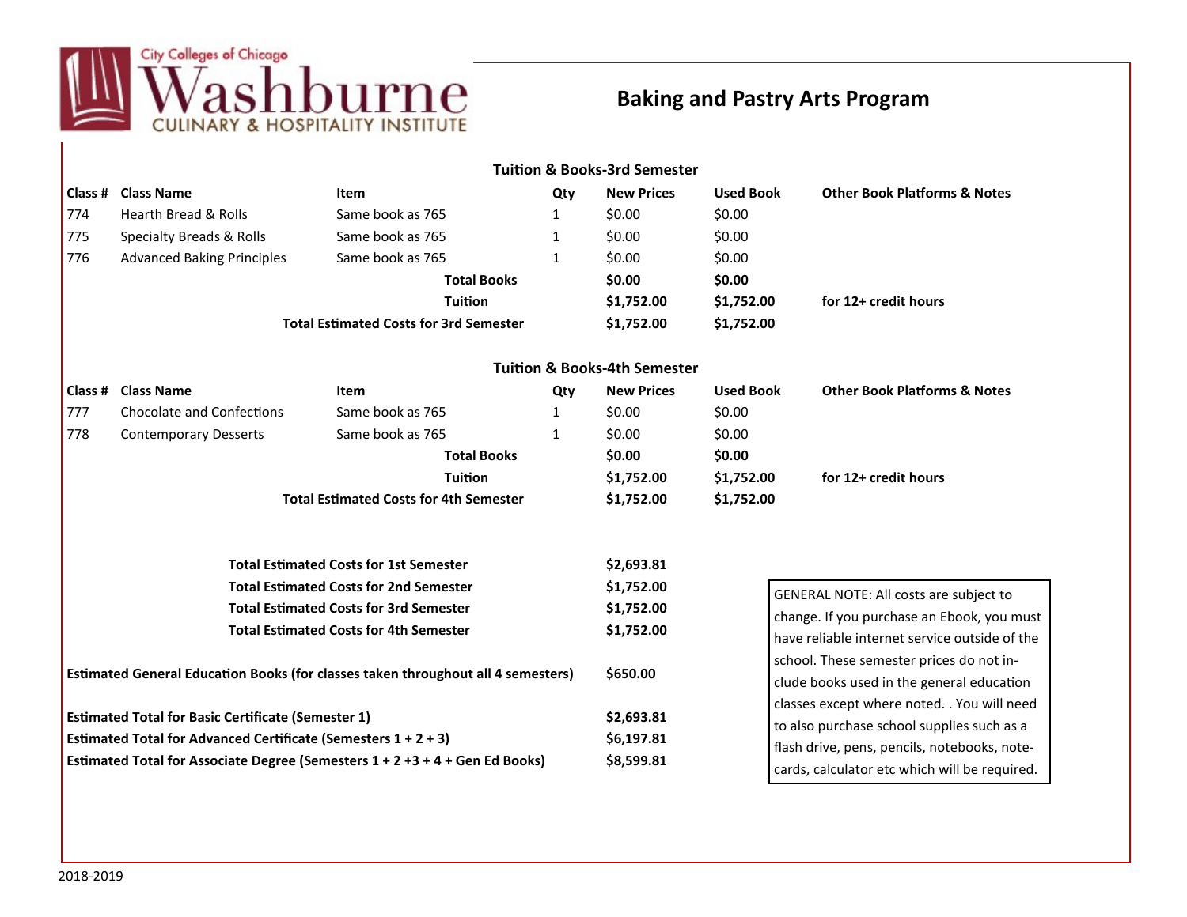City Colleges of Chicago Washburne Culinary & Hospitality Institute

# Baking and Pastry Arts Program

## Tuition & Books-3rd Semester

| Class # | Class Name | Item | Qty | New Prices | Used Book | Other Book Platforms & Notes |
|---|---|---|---|---|---|---|
| 774 | Hearth Bread & Rolls | Same book as 765 | 1 | $0.00 | $0.00 | |
| 775 | Specialty Breads & Rolls | Same book as 765 | 1 | $0.00 | $0.00 | |
| 776 | Advanced Baking Principles | Same book as 765 | 1 | $0.00 | $0.00 | |
| | | **Total Books** | | **$0.00** | **$0.00** | |
| | | **Tuition** | | **$1,752.00** | **$1,752.00** | **for 12+ credit hours** |
| | | **Total Estimated Costs for 3rd Semester** | | **$1,752.00** | **$1,752.00** | |

## Tuition & Books-4th Semester

| Class # | Class Name | Item | Qty | New Prices | Used Book | Other Book Platforms & Notes |
|---|---|---|---|---|---|---|
| 777 | Chocolate and Confections | Same book as 765 | 1 | $0.00 | $0.00 | |
| 778 | Contemporary Desserts | Same book as 765 | 1 | $0.00 | $0.00 | |
| | | **Total Books** | | **$0.00** | **$0.00** | |
| | | **Tuition** | | **$1,752.00** | **$1,752.00** | **for 12+ credit hours** |
| | | **Total Estimated Costs for 4th Semester** | | **$1,752.00** | **$1,752.00** | |

| | |
|---|---|
| **Total Estimated Costs for 1st Semester** | **$2,693.81** |
| **Total Estimated Costs for 2nd Semester** | **$1,752.00** |
| **Total Estimated Costs for 3rd Semester** | **$1,752.00** |
| **Total Estimated Costs for 4th Semester** | **$1,752.00** |
| **Estimated General Education Books (for classes taken throughout all 4 semesters)** | **$650.00** |
| **Estimated Total for Basic Certificate (Semester 1)** | **$2,693.81** |
| **Estimated Total for Advanced Certificate (Semesters 1 + 2 + 3)** | **$6,197.81** |
| **Estimated Total for Associate Degree (Semesters 1 + 2 +3 + 4 + Gen Ed Books)** | **$8,599.81** |

GENERAL NOTE: All costs are subject to change. If you purchase an Ebook, you must have reliable internet service outside of the school. These semester prices do not include books used in the general education classes except where noted. . You will need to also purchase school supplies such as a flash drive, pens, pencils, notebooks, notecards, calculator etc which will be required.

2018-2019